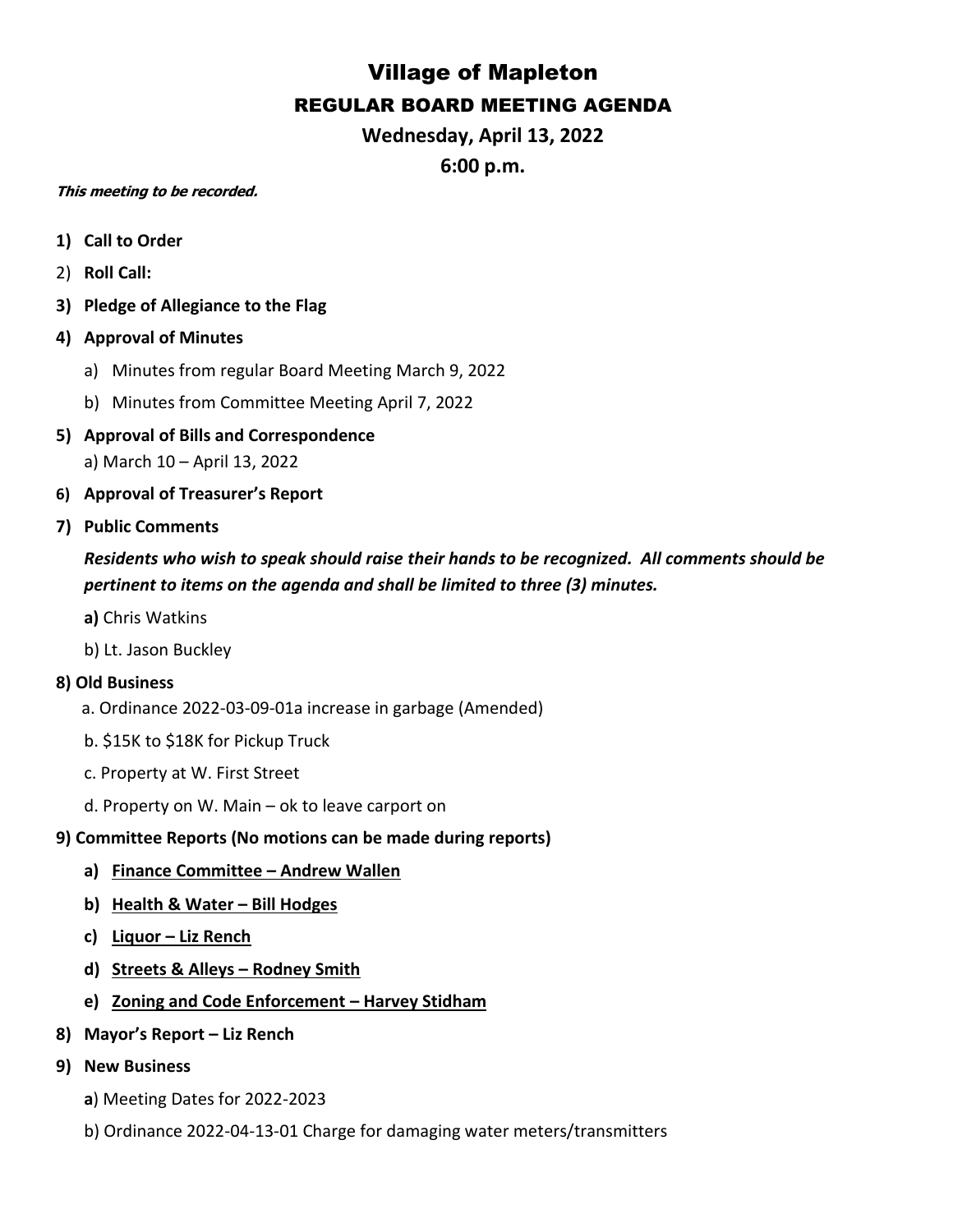# Village of Mapleton

## REGULAR BOARD MEETING AGENDA

**Wednesday, April 13, 2022**

**6:00 p.m.**

***This meeting to be recorded.***

1) **Call to Order**
2) **Roll Call:**
3) **Pledge of Allegiance to the Flag**
4) **Approval of Minutes**
   a) Minutes from regular Board Meeting March 9, 2022
   b) Minutes from Committee Meeting April 7, 2022
5) **Approval of Bills and Correspondence**
   a) March 10 – April 13, 2022
6) **Approval of Treasurer's Report**
7) **Public Comments**

   ***Residents who wish to speak should raise their hands to be recognized. All comments should be pertinent to items on the agenda and shall be limited to three (3) minutes.***

   **a)** Chris Watkins
   b) Lt. Jason Buckley

**8) Old Business**

   a. Ordinance 2022-03-09-01a increase in garbage (Amended)
   b. $15K to $18K for Pickup Truck
   c. Property at W. First Street
   d. Property on W. Main – ok to leave carport on

**9) Committee Reports (No motions can be made during reports)**

   a) **Finance Committee – Andrew Wallen**
   b) **Health & Water – Bill Hodges**
   c) **Liquor – Liz Rench**
   d) **Streets & Alleys – Rodney Smith**
   e) **Zoning and Code Enforcement – Harvey Stidham**

8) **Mayor's Report – Liz Rench**
9) **New Business**
   **a**) Meeting Dates for 2022-2023
   b) Ordinance 2022-04-13-01 Charge for damaging water meters/transmitters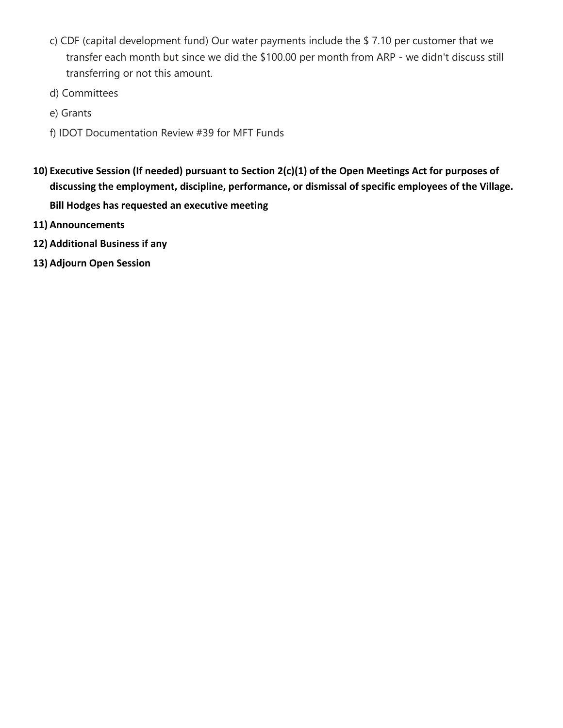c) CDF (capital development fund) Our water payments include the $ 7.10 per customer that we transfer each month but since we did the $100.00 per month from ARP - we didn't discuss still transferring or not this amount.

d) Committees

e) Grants

f) IDOT Documentation Review #39 for MFT Funds

10) **Executive Session (If needed) pursuant to Section 2(c)(1) of the Open Meetings Act for purposes of discussing the employment, discipline, performance, or dismissal of specific employees of the Village.**

    **Bill Hodges has requested an executive meeting**

11) **Announcements**

12) **Additional Business if any**

13) **Adjourn Open Session**